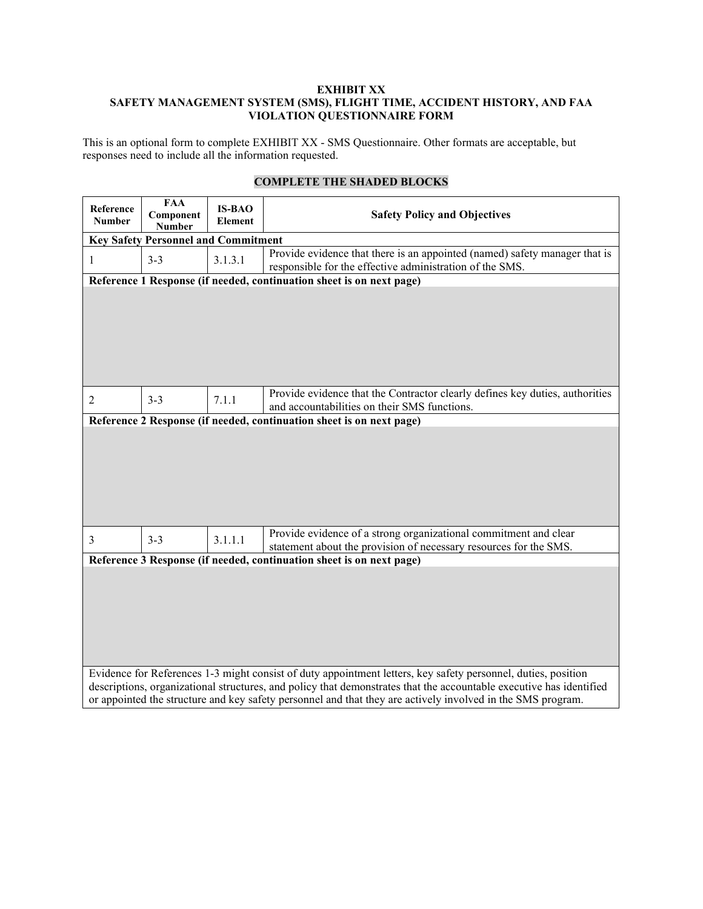**EXHIBIT XX**
**SAFETY MANAGEMENT SYSTEM (SMS), FLIGHT TIME, ACCIDENT HISTORY, AND FAA VIOLATION QUESTIONNAIRE FORM**

This is an optional form to complete EXHIBIT XX - SMS Questionnaire. Other formats are acceptable, but responses need to include all the information requested.

**COMPLETE THE SHADED BLOCKS**

| Reference Number | FAA Component Number | IS-BAO Element | Safety Policy and Objectives |
|---|---|---|---|
| **Key Safety Personnel and Commitment** | | | |
| 1 | 3-3 | 3.1.3.1 | Provide evidence that there is an appointed (named) safety manager that is responsible for the effective administration of the SMS. |
| **Reference 1 Response (if needed, continuation sheet is on next page)** | | | |
| | | | |
| 2 | 3-3 | 7.1.1 | Provide evidence that the Contractor clearly defines key duties, authorities and accountabilities on their SMS functions. |
| **Reference 2 Response (if needed, continuation sheet is on next page)** | | | |
| | | | |
| 3 | 3-3 | 3.1.1.1 | Provide evidence of a strong organizational commitment and clear statement about the provision of necessary resources for the SMS. |
| **Reference 3 Response (if needed, continuation sheet is on next page)** | | | |
| | | | |
| Evidence for References 1-3 might consist of duty appointment letters, key safety personnel, duties, position descriptions, organizational structures, and policy that demonstrates that the accountable executive has identified or appointed the structure and key safety personnel and that they are actively involved in the SMS program. | | | |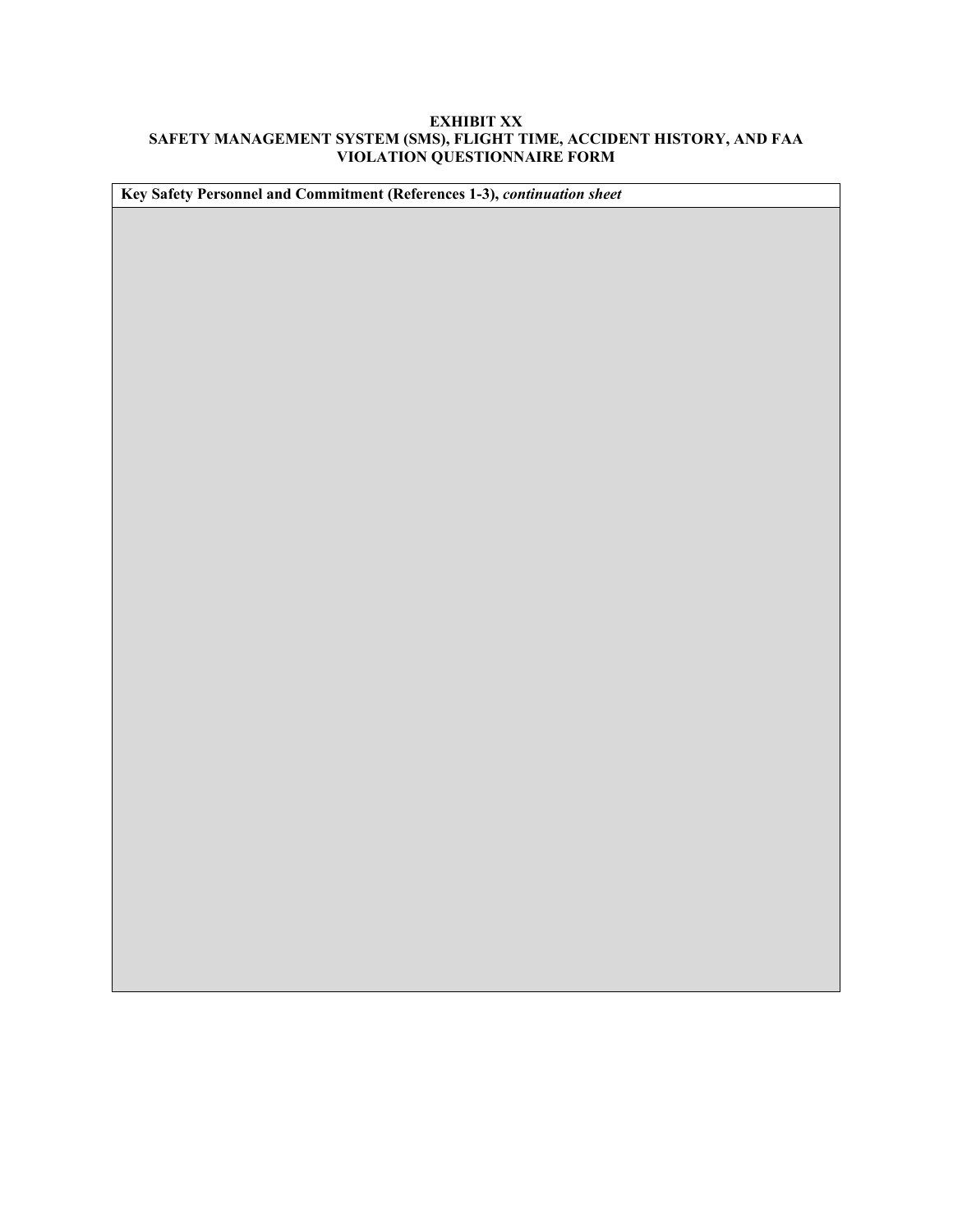**EXHIBIT XX**
**SAFETY MANAGEMENT SYSTEM (SMS), FLIGHT TIME, ACCIDENT HISTORY, AND FAA VIOLATION QUESTIONNAIRE FORM**

| **Key Safety Personnel and Commitment (References 1-3),** ***continuation sheet*** |
|---|
| |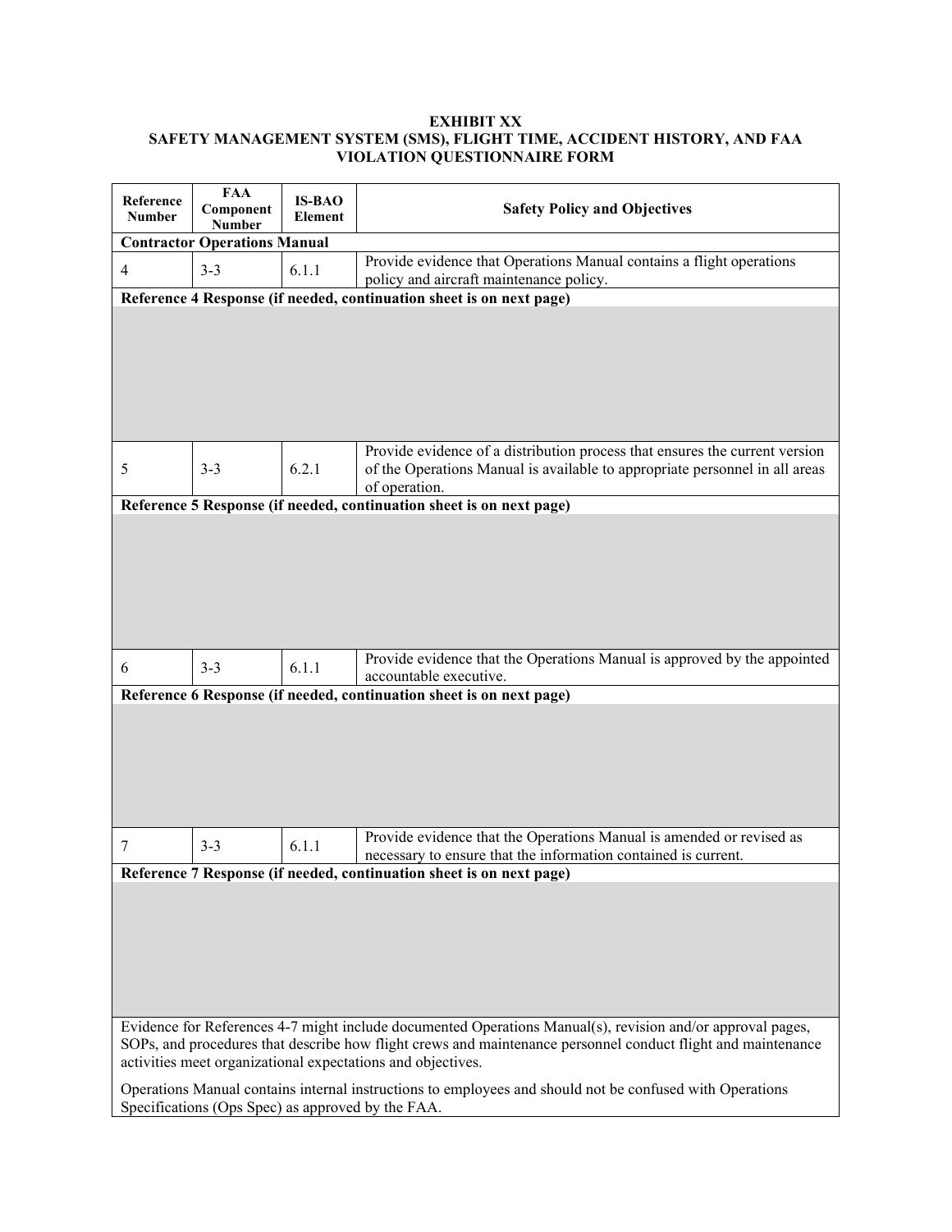**EXHIBIT XX**
**SAFETY MANAGEMENT SYSTEM (SMS), FLIGHT TIME, ACCIDENT HISTORY, AND FAA VIOLATION QUESTIONNAIRE FORM**

| Reference Number | FAA Component Number | IS-BAO Element | Safety Policy and Objectives |
|---|---|---|---|
| **Contractor Operations Manual** | | | |
| 4 | 3-3 | 6.1.1 | Provide evidence that Operations Manual contains a flight operations policy and aircraft maintenance policy. |
| **Reference 4 Response (if needed, continuation sheet is on next page)** | | | |
| | | | |
| 5 | 3-3 | 6.2.1 | Provide evidence of a distribution process that ensures the current version of the Operations Manual is available to appropriate personnel in all areas of operation. |
| **Reference 5 Response (if needed, continuation sheet is on next page)** | | | |
| | | | |
| 6 | 3-3 | 6.1.1 | Provide evidence that the Operations Manual is approved by the appointed accountable executive. |
| **Reference 6 Response (if needed, continuation sheet is on next page)** | | | |
| | | | |
| 7 | 3-3 | 6.1.1 | Provide evidence that the Operations Manual is amended or revised as necessary to ensure that the information contained is current. |
| **Reference 7 Response (if needed, continuation sheet is on next page)** | | | |
| | | | |
| Evidence for References 4-7 might include documented Operations Manual(s), revision and/or approval pages, SOPs, and procedures that describe how flight crews and maintenance personnel conduct flight and maintenance activities meet organizational expectations and objectives. Operations Manual contains internal instructions to employees and should not be confused with Operations Specifications (Ops Spec) as approved by the FAA. | | | |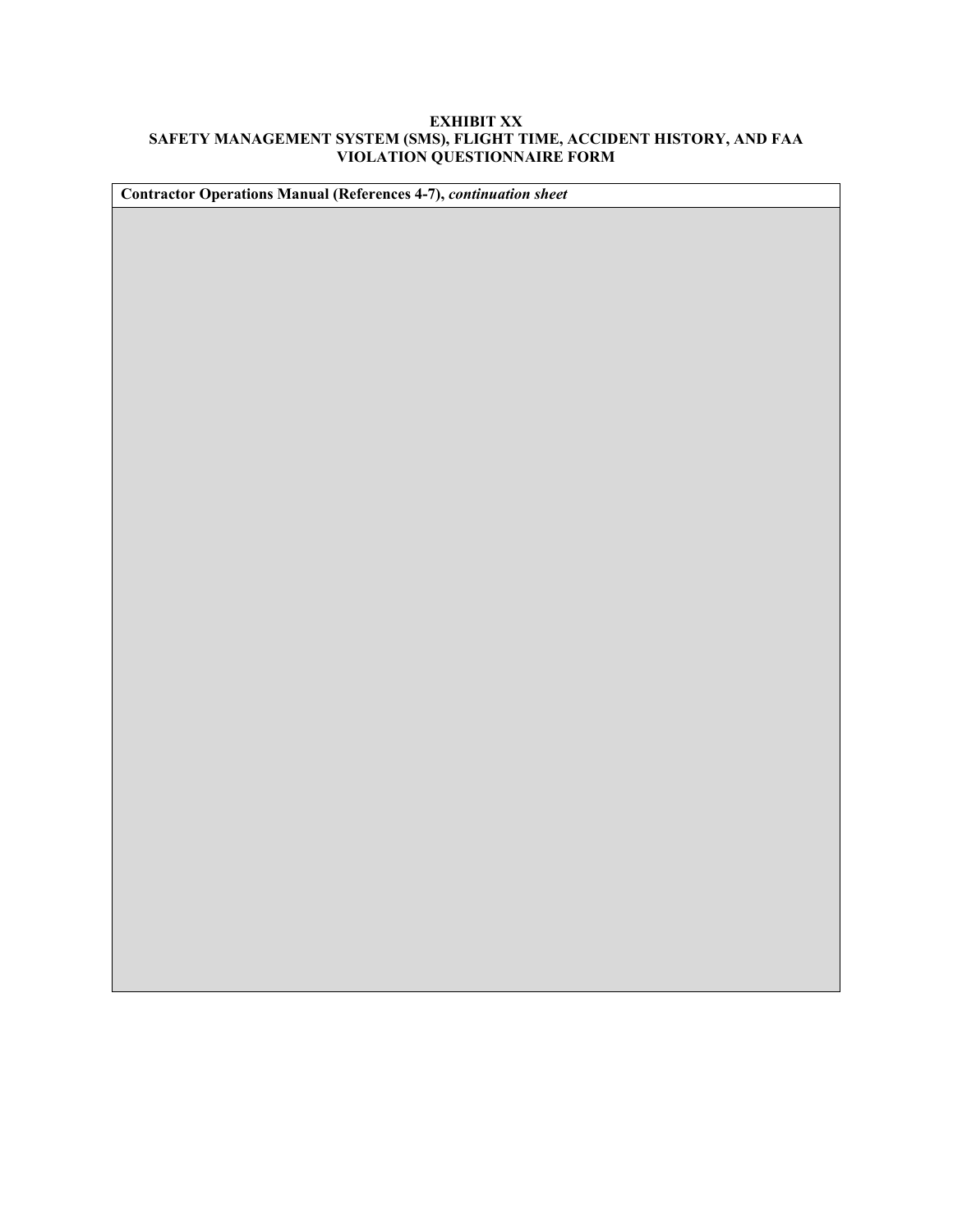**EXHIBIT XX**
**SAFETY MANAGEMENT SYSTEM (SMS), FLIGHT TIME, ACCIDENT HISTORY, AND FAA VIOLATION QUESTIONNAIRE FORM**

| **Contractor Operations Manual (References 4-7),** ***continuation sheet*** |
| --- |
| |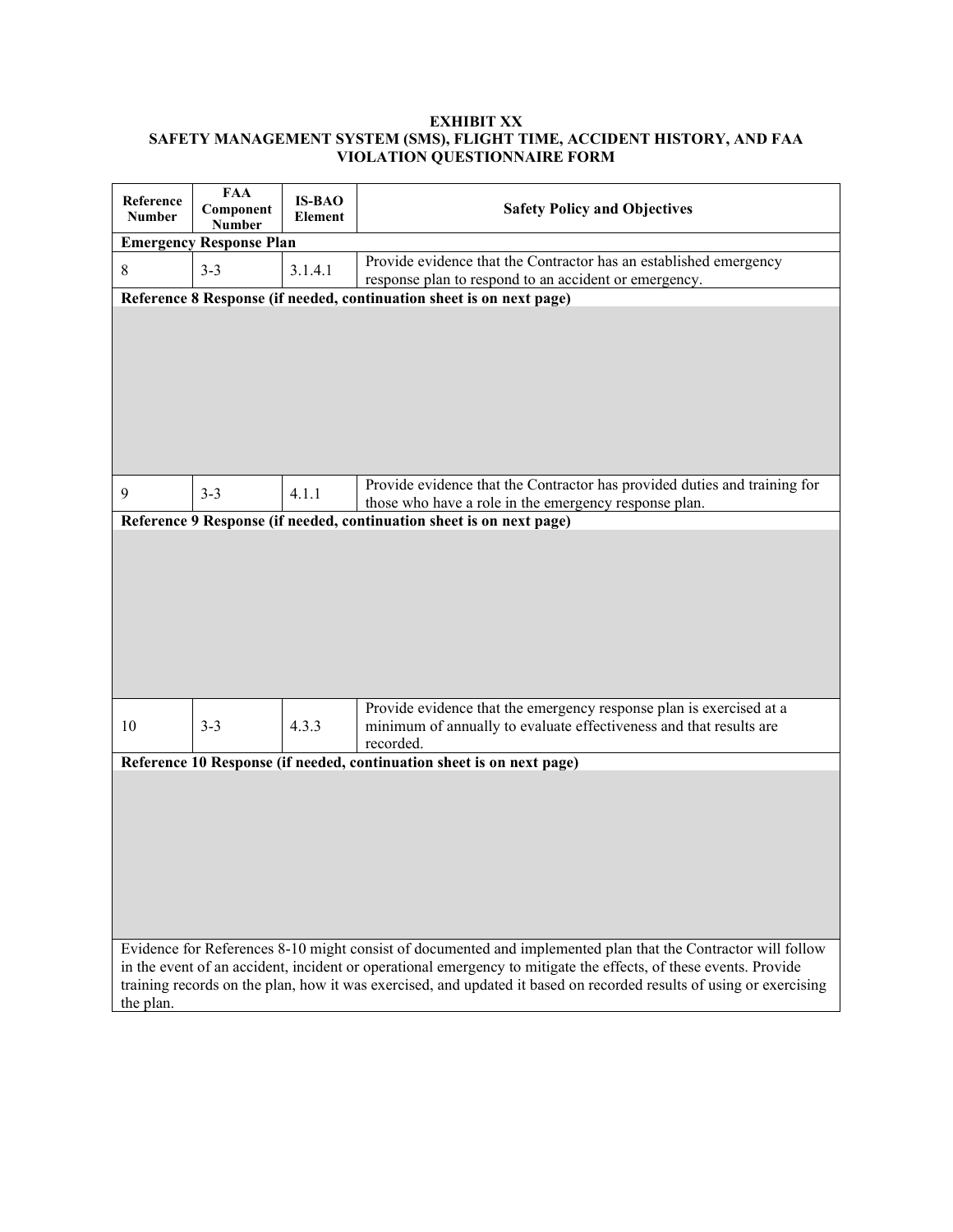**EXHIBIT XX**
**SAFETY MANAGEMENT SYSTEM (SMS), FLIGHT TIME, ACCIDENT HISTORY, AND FAA VIOLATION QUESTIONNAIRE FORM**

| Reference Number | FAA Component Number | IS-BAO Element | Safety Policy and Objectives |
|---|---|---|---|
| **Emergency Response Plan** | | | |
| 8 | 3-3 | 3.1.4.1 | Provide evidence that the Contractor has an established emergency response plan to respond to an accident or emergency. |
| **Reference 8 Response (if needed, continuation sheet is on next page)** | | | |
| | | | |
| 9 | 3-3 | 4.1.1 | Provide evidence that the Contractor has provided duties and training for those who have a role in the emergency response plan. |
| **Reference 9 Response (if needed, continuation sheet is on next page)** | | | |
| | | | |
| 10 | 3-3 | 4.3.3 | Provide evidence that the emergency response plan is exercised at a minimum of annually to evaluate effectiveness and that results are recorded. |
| **Reference 10 Response (if needed, continuation sheet is on next page)** | | | |
| | | | |
| Evidence for References 8-10 might consist of documented and implemented plan that the Contractor will follow in the event of an accident, incident or operational emergency to mitigate the effects, of these events. Provide training records on the plan, how it was exercised, and updated it based on recorded results of using or exercising the plan. | | | |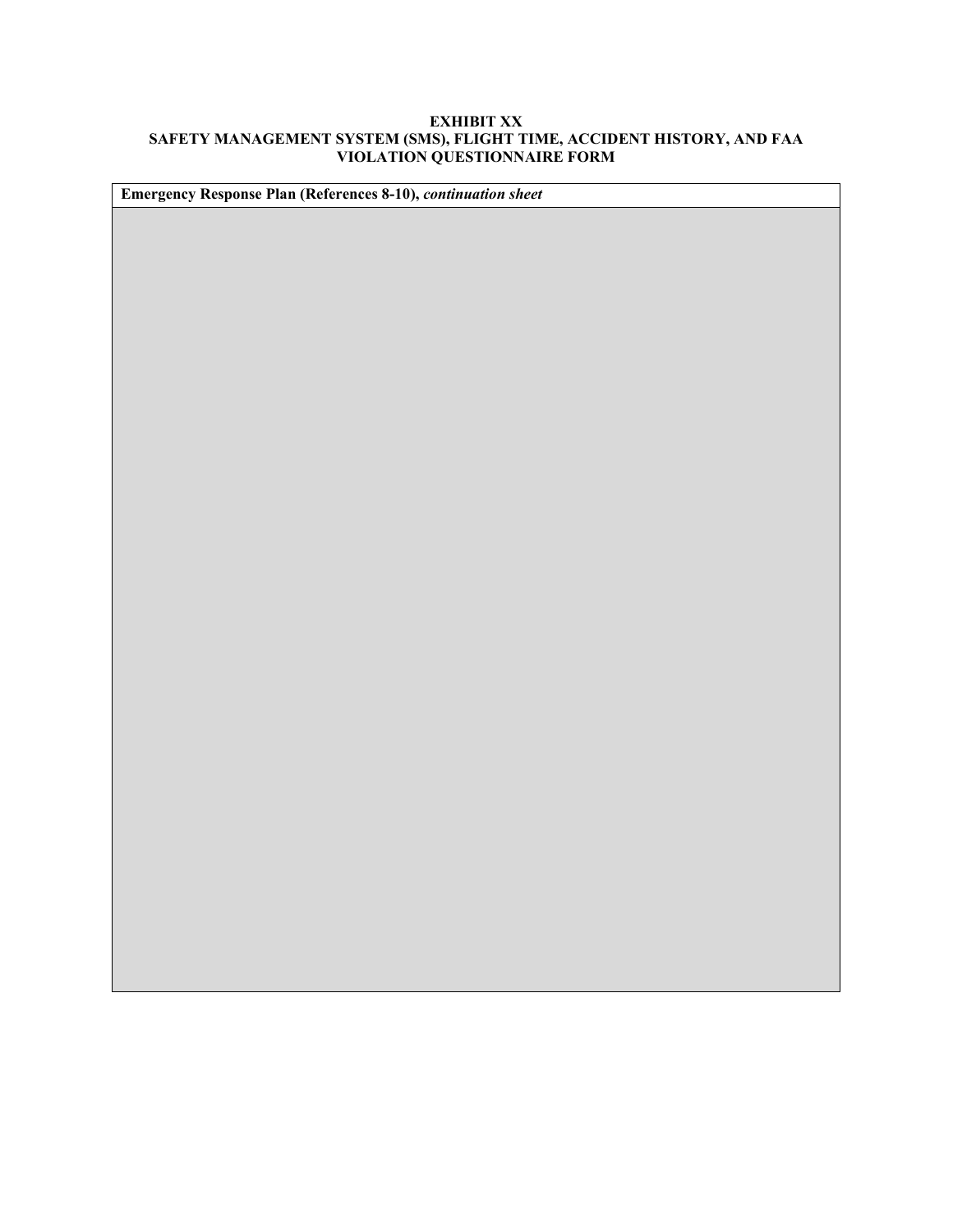**EXHIBIT XX**
**SAFETY MANAGEMENT SYSTEM (SMS), FLIGHT TIME, ACCIDENT HISTORY, AND FAA VIOLATION QUESTIONNAIRE FORM**

| **Emergency Response Plan (References 8-10),** ***continuation sheet*** |
|---|
| |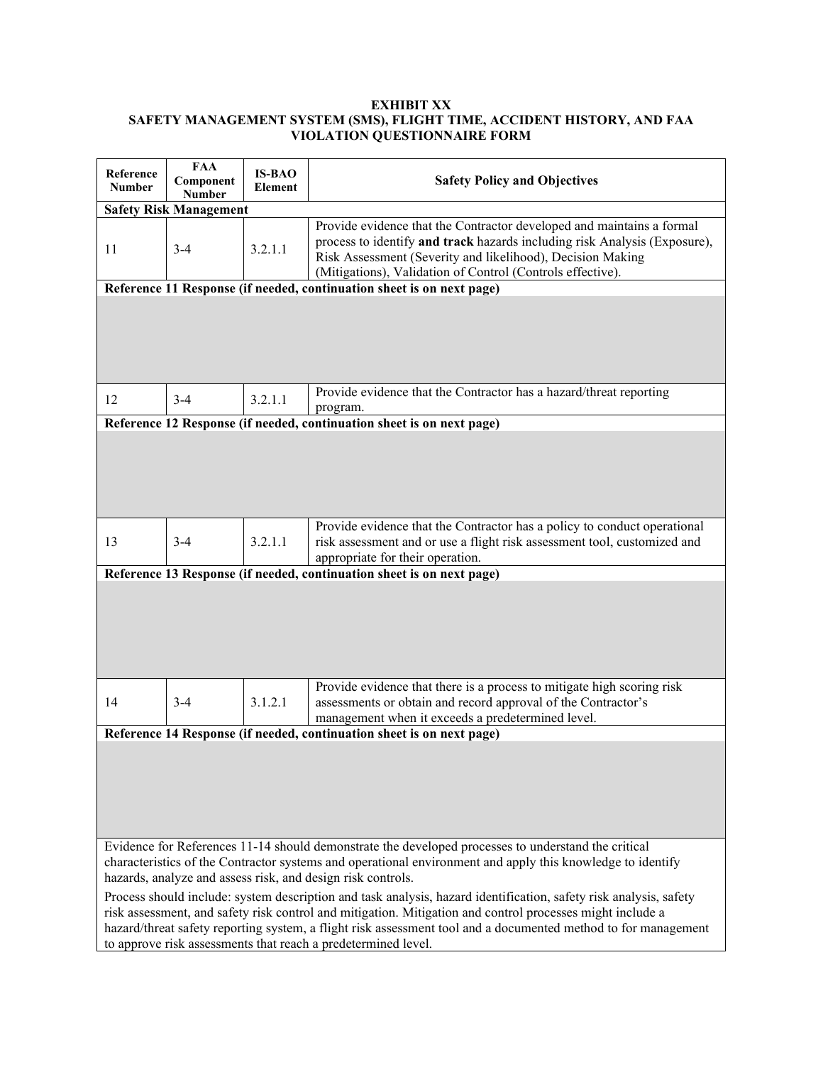**EXHIBIT XX**
**SAFETY MANAGEMENT SYSTEM (SMS), FLIGHT TIME, ACCIDENT HISTORY, AND FAA VIOLATION QUESTIONNAIRE FORM**

| Reference Number | FAA Component Number | IS-BAO Element | Safety Policy and Objectives |
|---|---|---|---|
| **Safety Risk Management** | | | |
| 11 | 3-4 | 3.2.1.1 | Provide evidence that the Contractor developed and maintains a formal process to identify **and track** hazards including risk Analysis (Exposure), Risk Assessment (Severity and likelihood), Decision Making (Mitigations), Validation of Control (Controls effective). |
| **Reference 11 Response (if needed, continuation sheet is on next page)** | | | |
| | | | |
| 12 | 3-4 | 3.2.1.1 | Provide evidence that the Contractor has a hazard/threat reporting program. |
| **Reference 12 Response (if needed, continuation sheet is on next page)** | | | |
| | | | |
| 13 | 3-4 | 3.2.1.1 | Provide evidence that the Contractor has a policy to conduct operational risk assessment and or use a flight risk assessment tool, customized and appropriate for their operation. |
| **Reference 13 Response (if needed, continuation sheet is on next page)** | | | |
| | | | |
| 14 | 3-4 | 3.1.2.1 | Provide evidence that there is a process to mitigate high scoring risk assessments or obtain and record approval of the Contractor's management when it exceeds a predetermined level. |
| **Reference 14 Response (if needed, continuation sheet is on next page)** | | | |
| | | | |
| Evidence for References 11-14 should demonstrate the developed processes to understand the critical characteristics of the Contractor systems and operational environment and apply this knowledge to identify hazards, analyze and assess risk, and design risk controls. Process should include: system description and task analysis, hazard identification, safety risk analysis, safety risk assessment, and safety risk control and mitigation. Mitigation and control processes might include a hazard/threat safety reporting system, a flight risk assessment tool and a documented method to for management to approve risk assessments that reach a predetermined level. | | | |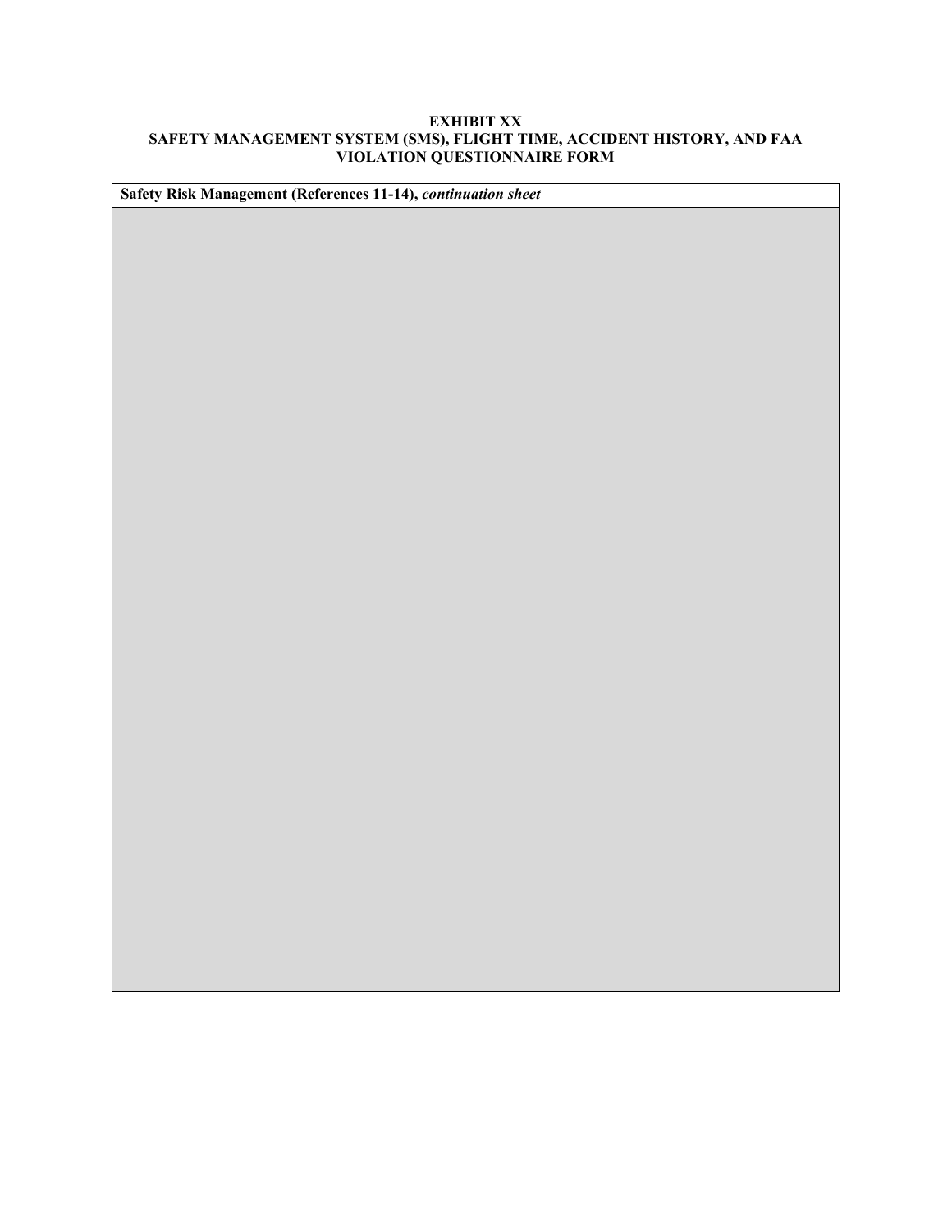**EXHIBIT XX**
**SAFETY MANAGEMENT SYSTEM (SMS), FLIGHT TIME, ACCIDENT HISTORY, AND FAA VIOLATION QUESTIONNAIRE FORM**

| **Safety Risk Management (References 11-14),** ***continuation sheet*** |
| --- |
| |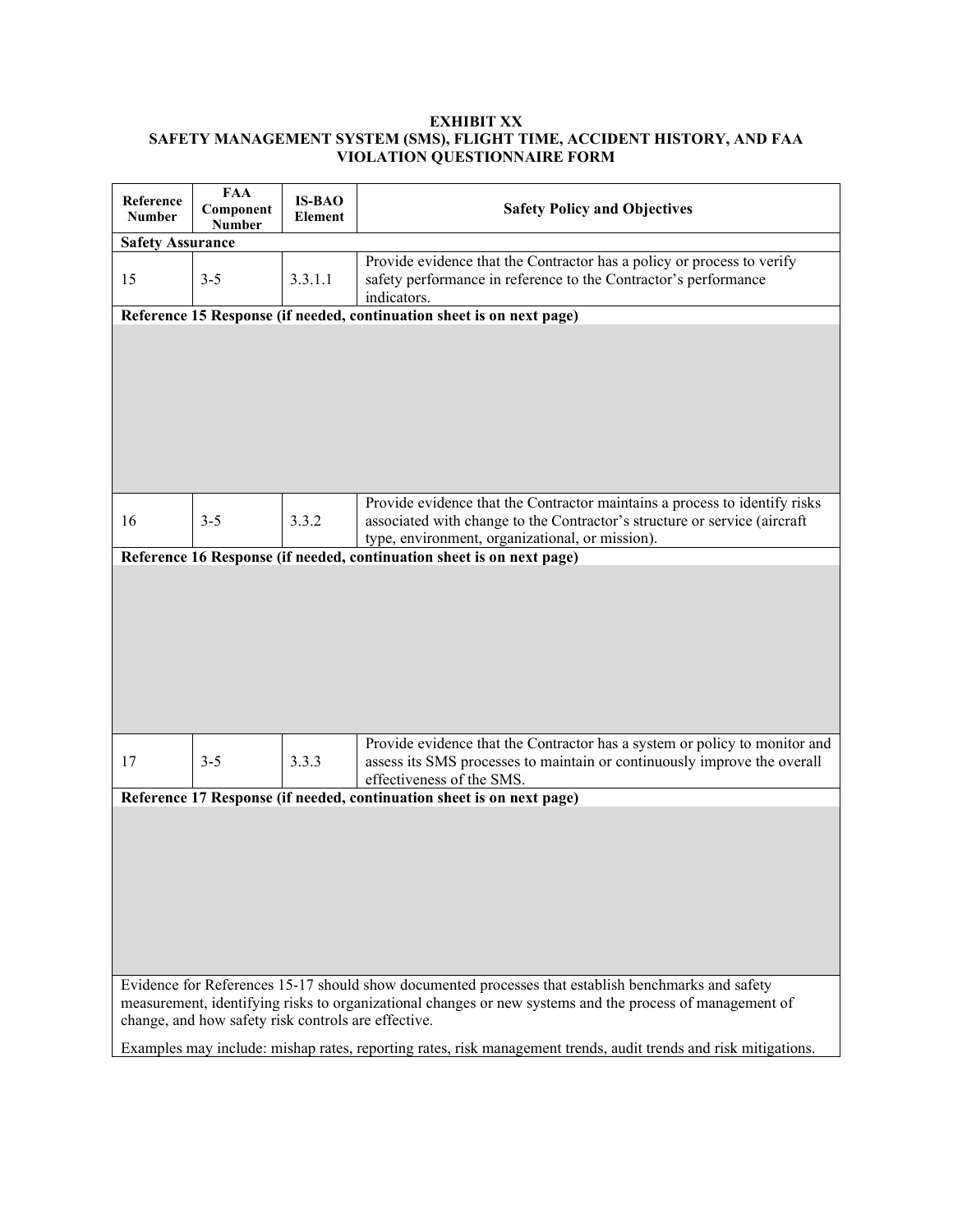**EXHIBIT XX**
**SAFETY MANAGEMENT SYSTEM (SMS), FLIGHT TIME, ACCIDENT HISTORY, AND FAA VIOLATION QUESTIONNAIRE FORM**

| Reference Number | FAA Component Number | IS-BAO Element | Safety Policy and Objectives |
|---|---|---|---|
| **Safety Assurance** | | | |
| 15 | 3-5 | 3.3.1.1 | Provide evidence that the Contractor has a policy or process to verify safety performance in reference to the Contractor's performance indicators. |
| **Reference 15 Response (if needed, continuation sheet is on next page)** | | | |
| | | | |
| 16 | 3-5 | 3.3.2 | Provide evidence that the Contractor maintains a process to identify risks associated with change to the Contractor's structure or service (aircraft type, environment, organizational, or mission). |
| **Reference 16 Response (if needed, continuation sheet is on next page)** | | | |
| | | | |
| 17 | 3-5 | 3.3.3 | Provide evidence that the Contractor has a system or policy to monitor and assess its SMS processes to maintain or continuously improve the overall effectiveness of the SMS. |
| **Reference 17 Response (if needed, continuation sheet is on next page)** | | | |
| | | | |
| Evidence for References 15-17 should show documented processes that establish benchmarks and safety measurement, identifying risks to organizational changes or new systems and the process of management of change, and how safety risk controls are effective. Examples may include: mishap rates, reporting rates, risk management trends, audit trends and risk mitigations. | | | |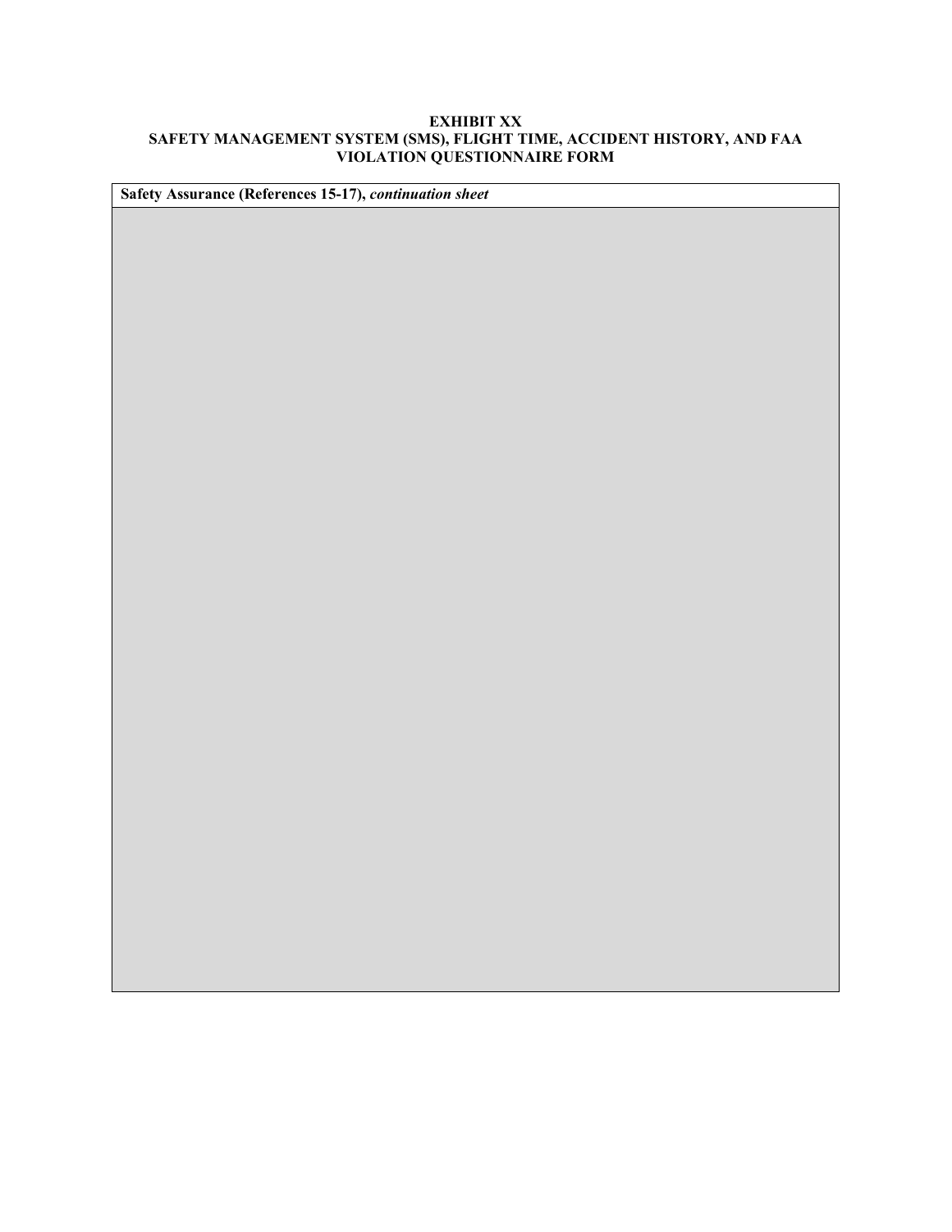**EXHIBIT XX**
**SAFETY MANAGEMENT SYSTEM (SMS), FLIGHT TIME, ACCIDENT HISTORY, AND FAA VIOLATION QUESTIONNAIRE FORM**

| **Safety Assurance (References 15-17),** ***continuation sheet*** |
| --- |
| |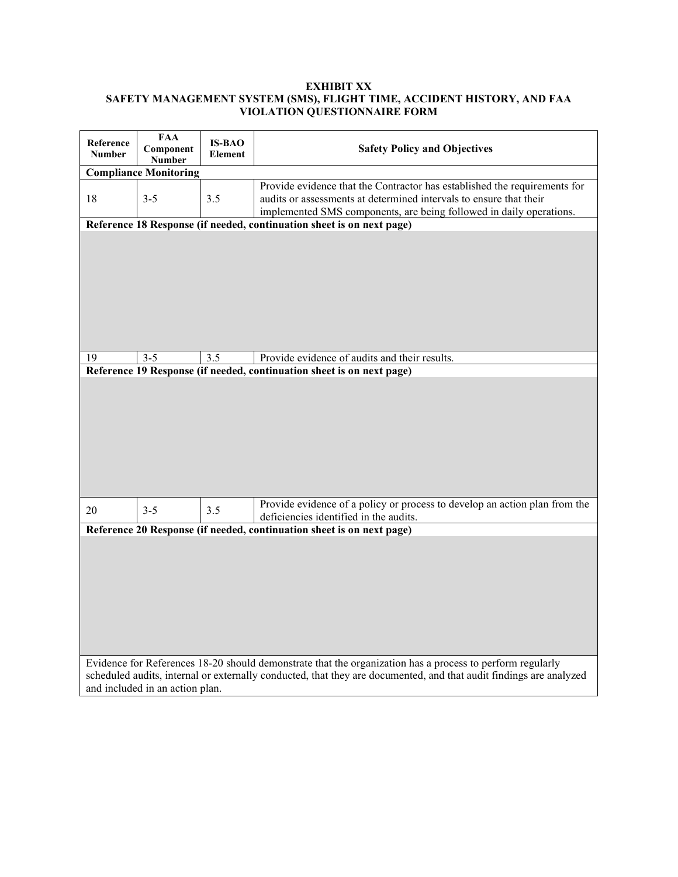**EXHIBIT XX**
**SAFETY MANAGEMENT SYSTEM (SMS), FLIGHT TIME, ACCIDENT HISTORY, AND FAA VIOLATION QUESTIONNAIRE FORM**

| Reference Number | FAA Component Number | IS-BAO Element | Safety Policy and Objectives |
|---|---|---|---|
| **Compliance Monitoring** | | | |
| 18 | 3-5 | 3.5 | Provide evidence that the Contractor has established the requirements for audits or assessments at determined intervals to ensure that their implemented SMS components, are being followed in daily operations. |
| **Reference 18 Response (if needed, continuation sheet is on next page)** | | | |
| | | | |
| 19 | 3-5 | 3.5 | Provide evidence of audits and their results. |
| **Reference 19 Response (if needed, continuation sheet is on next page)** | | | |
| | | | |
| 20 | 3-5 | 3.5 | Provide evidence of a policy or process to develop an action plan from the deficiencies identified in the audits. |
| **Reference 20 Response (if needed, continuation sheet is on next page)** | | | |
| | | | |
| Evidence for References 18-20 should demonstrate that the organization has a process to perform regularly scheduled audits, internal or externally conducted, that they are documented, and that audit findings are analyzed and included in an action plan. | | | |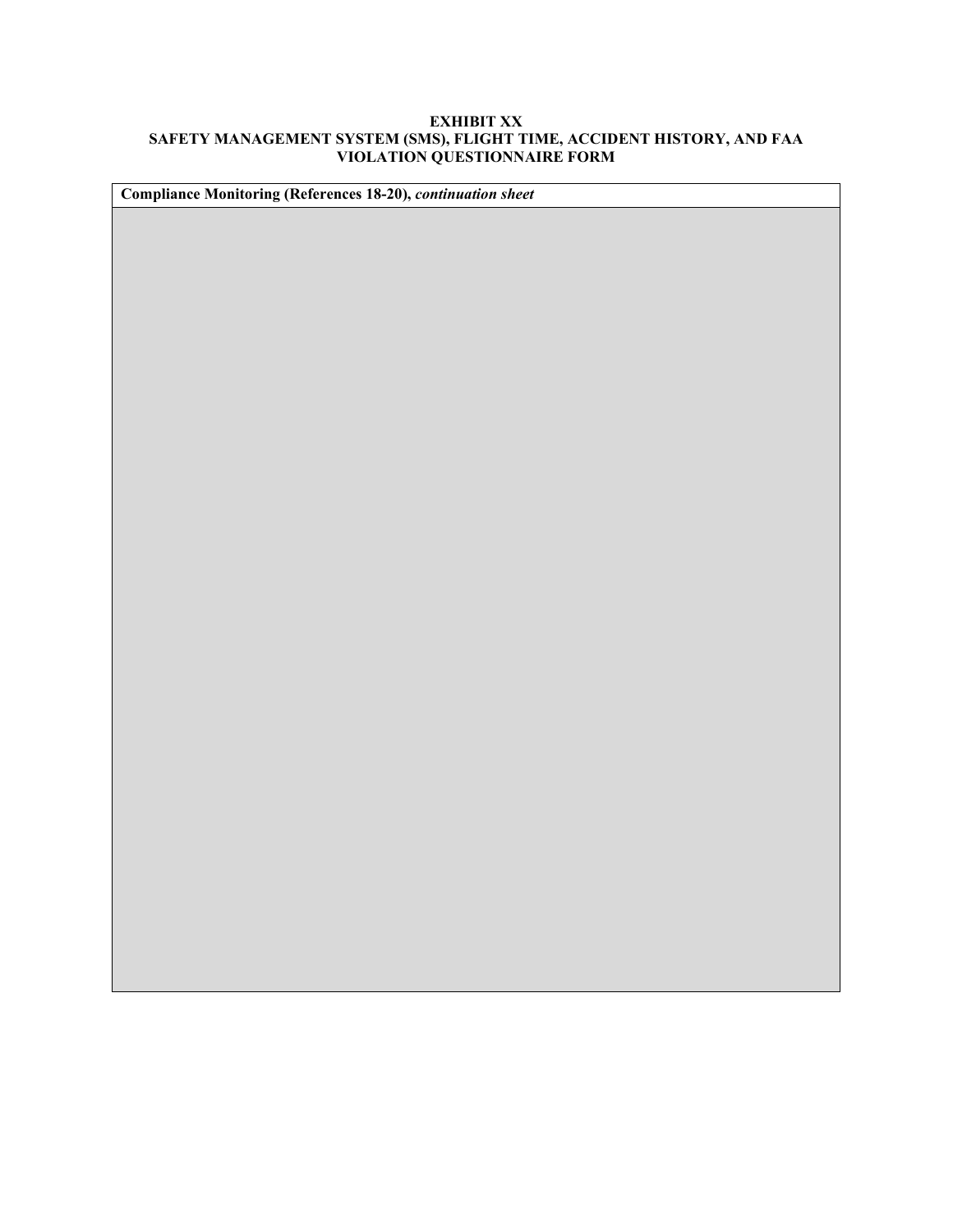**EXHIBIT XX**
**SAFETY MANAGEMENT SYSTEM (SMS), FLIGHT TIME, ACCIDENT HISTORY, AND FAA VIOLATION QUESTIONNAIRE FORM**

| **Compliance Monitoring (References 18-20),** ***continuation sheet*** |
| --- |
| |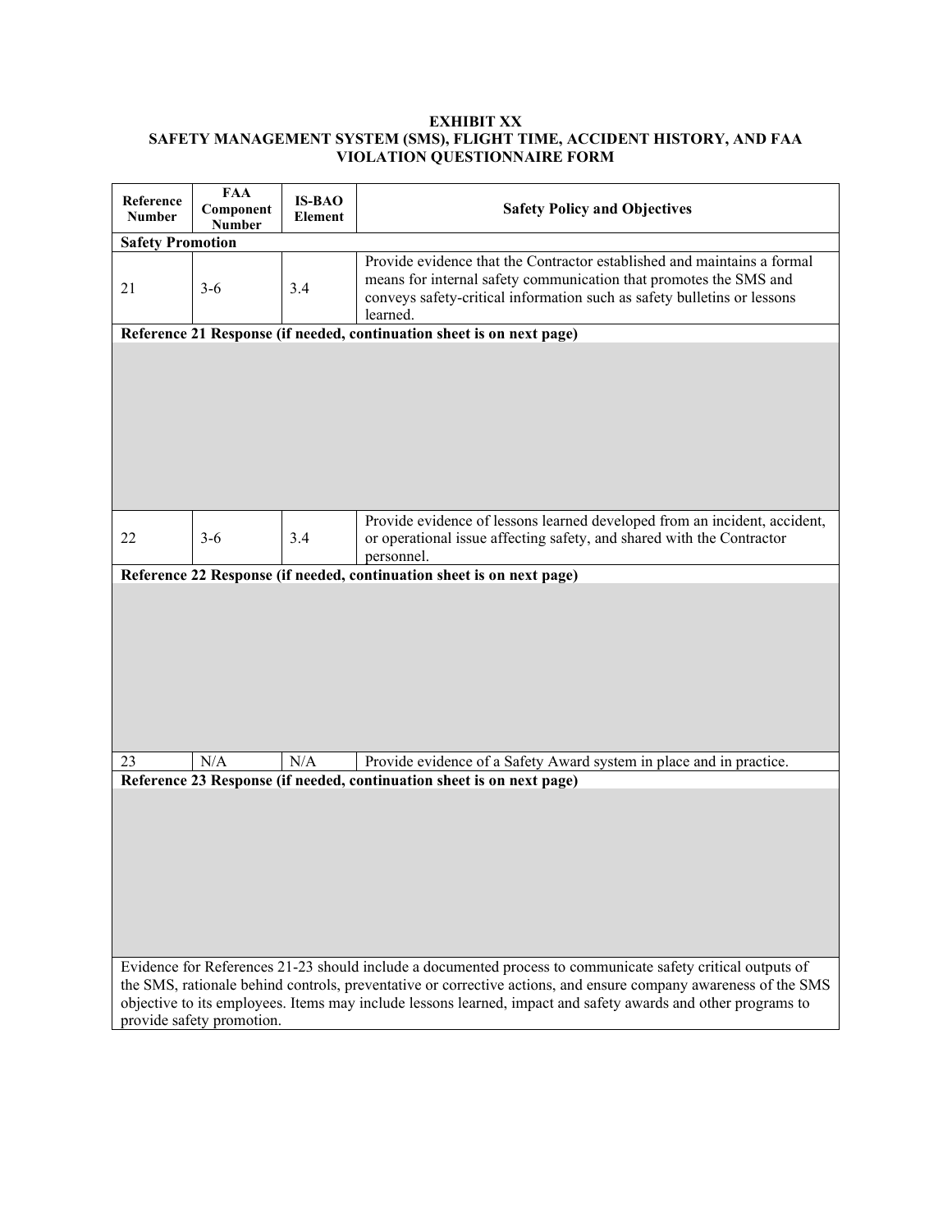**EXHIBIT XX**
**SAFETY MANAGEMENT SYSTEM (SMS), FLIGHT TIME, ACCIDENT HISTORY, AND FAA VIOLATION QUESTIONNAIRE FORM**

| Reference Number | FAA Component Number | IS-BAO Element | Safety Policy and Objectives |
|---|---|---|---|
| **Safety Promotion** | | | |
| 21 | 3-6 | 3.4 | Provide evidence that the Contractor established and maintains a formal means for internal safety communication that promotes the SMS and conveys safety-critical information such as safety bulletins or lessons learned. |
| **Reference 21 Response (if needed, continuation sheet is on next page)** | | | |
| | | | |
| 22 | 3-6 | 3.4 | Provide evidence of lessons learned developed from an incident, accident, or operational issue affecting safety, and shared with the Contractor personnel. |
| **Reference 22 Response (if needed, continuation sheet is on next page)** | | | |
| | | | |
| 23 | N/A | N/A | Provide evidence of a Safety Award system in place and in practice. |
| **Reference 23 Response (if needed, continuation sheet is on next page)** | | | |
| | | | |
| Evidence for References 21-23 should include a documented process to communicate safety critical outputs of the SMS, rationale behind controls, preventative or corrective actions, and ensure company awareness of the SMS objective to its employees. Items may include lessons learned, impact and safety awards and other programs to provide safety promotion. | | | |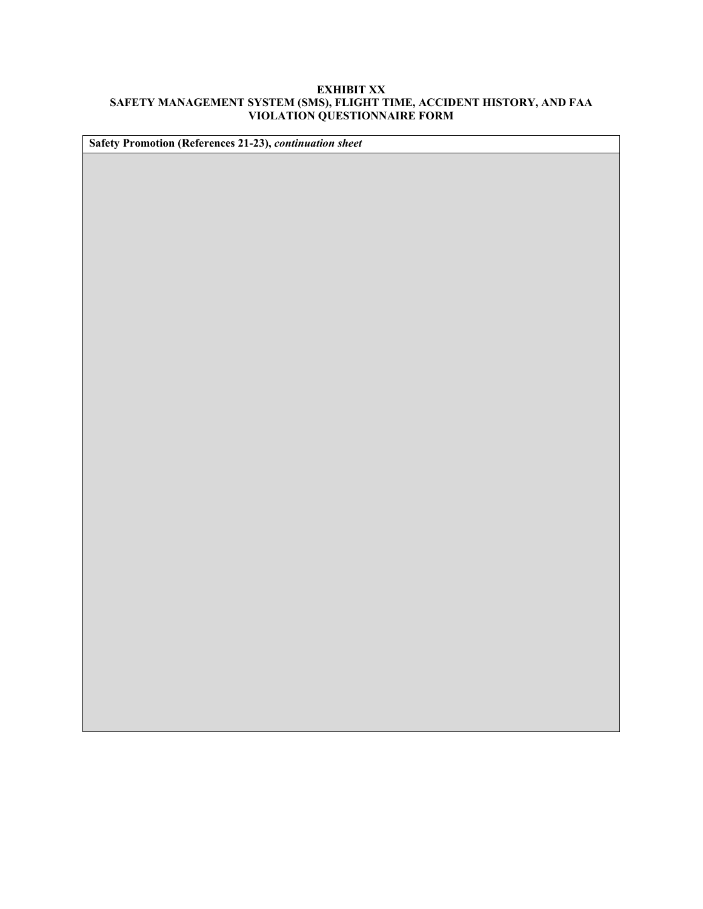**EXHIBIT XX**
**SAFETY MANAGEMENT SYSTEM (SMS), FLIGHT TIME, ACCIDENT HISTORY, AND FAA VIOLATION QUESTIONNAIRE FORM**

| **Safety Promotion (References 21-23),** ***continuation sheet*** |
|---|
| |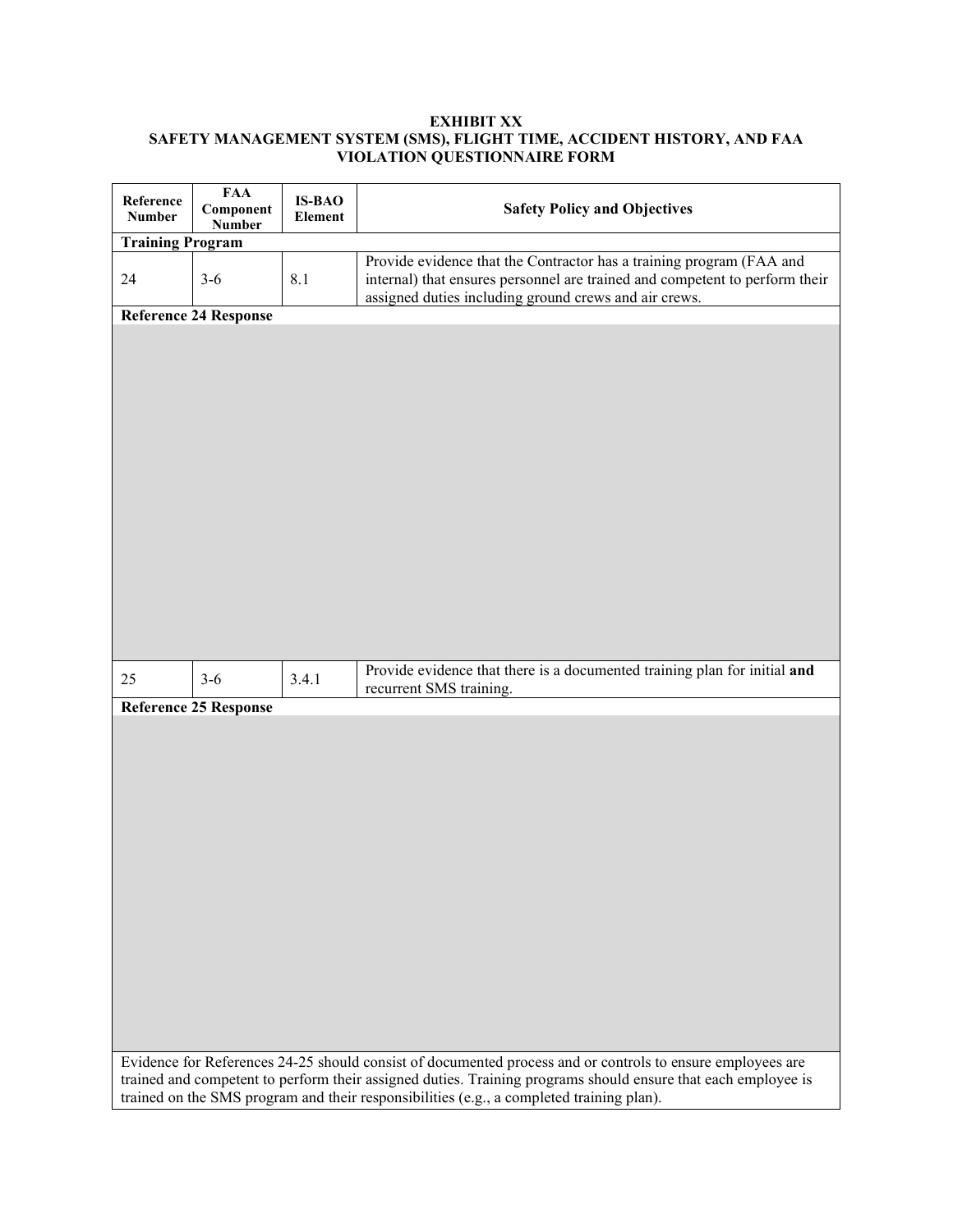**EXHIBIT XX**
**SAFETY MANAGEMENT SYSTEM (SMS), FLIGHT TIME, ACCIDENT HISTORY, AND FAA VIOLATION QUESTIONNAIRE FORM**

| Reference Number | FAA Component Number | IS-BAO Element | Safety Policy and Objectives |
|---|---|---|---|
| **Training Program** | | | |
| 24 | 3-6 | 8.1 | Provide evidence that the Contractor has a training program (FAA and internal) that ensures personnel are trained and competent to perform their assigned duties including ground crews and air crews. |
| **Reference 24 Response** | | | |
| | | | |
| 25 | 3-6 | 3.4.1 | Provide evidence that there is a documented training plan for initial **and** recurrent SMS training. |
| **Reference 25 Response** | | | |
| | | | |
| Evidence for References 24-25 should consist of documented process and or controls to ensure employees are trained and competent to perform their assigned duties. Training programs should ensure that each employee is trained on the SMS program and their responsibilities (e.g., a completed training plan). | | | |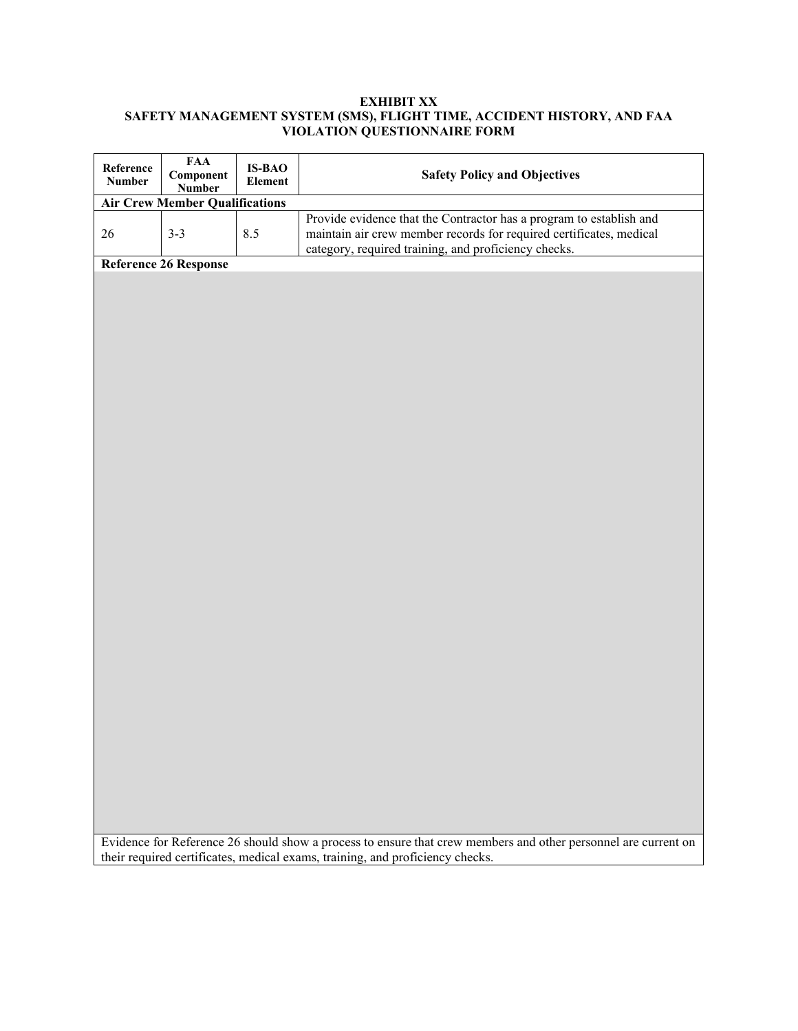**EXHIBIT XX**
**SAFETY MANAGEMENT SYSTEM (SMS), FLIGHT TIME, ACCIDENT HISTORY, AND FAA VIOLATION QUESTIONNAIRE FORM**

| Reference Number | FAA Component Number | IS-BAO Element | Safety Policy and Objectives |
|---|---|---|---|
| **Air Crew Member Qualifications** | | | |
| 26 | 3-3 | 8.5 | Provide evidence that the Contractor has a program to establish and maintain air crew member records for required certificates, medical category, required training, and proficiency checks. |
| **Reference 26 Response** | | | |
| | | | |
| Evidence for Reference 26 should show a process to ensure that crew members and other personnel are current on their required certificates, medical exams, training, and proficiency checks. | | | |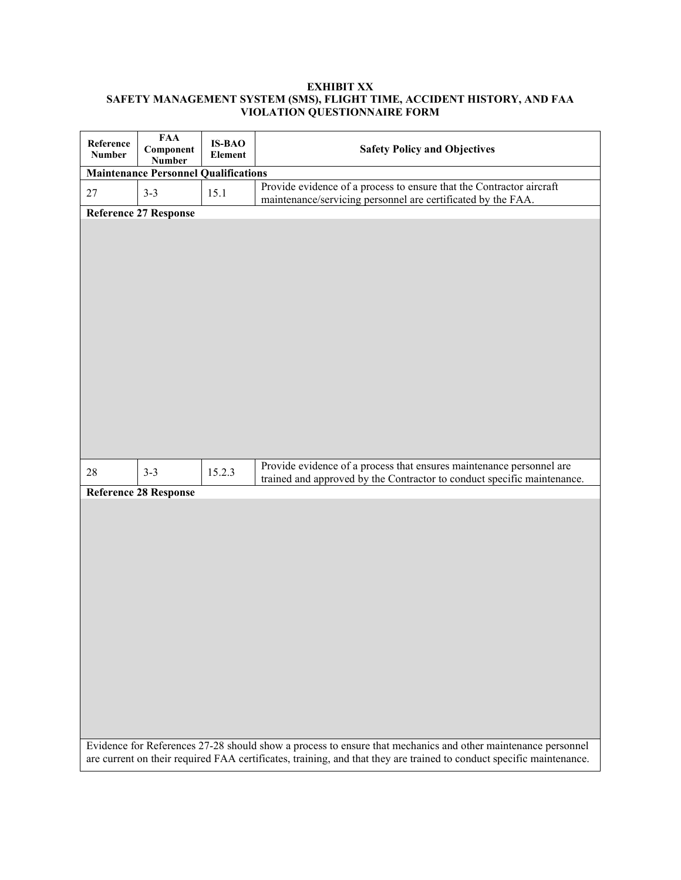**EXHIBIT XX**
**SAFETY MANAGEMENT SYSTEM (SMS), FLIGHT TIME, ACCIDENT HISTORY, AND FAA VIOLATION QUESTIONNAIRE FORM**

| Reference Number | FAA Component Number | IS-BAO Element | Safety Policy and Objectives |
|---|---|---|---|
| **Maintenance Personnel Qualifications** | | | |
| 27 | 3-3 | 15.1 | Provide evidence of a process to ensure that the Contractor aircraft maintenance/servicing personnel are certificated by the FAA. |
| **Reference 27 Response** | | | |
| | | | |
| 28 | 3-3 | 15.2.3 | Provide evidence of a process that ensures maintenance personnel are trained and approved by the Contractor to conduct specific maintenance. |
| **Reference 28 Response** | | | |
| | | | |
| Evidence for References 27-28 should show a process to ensure that mechanics and other maintenance personnel are current on their required FAA certificates, training, and that they are trained to conduct specific maintenance. | | | |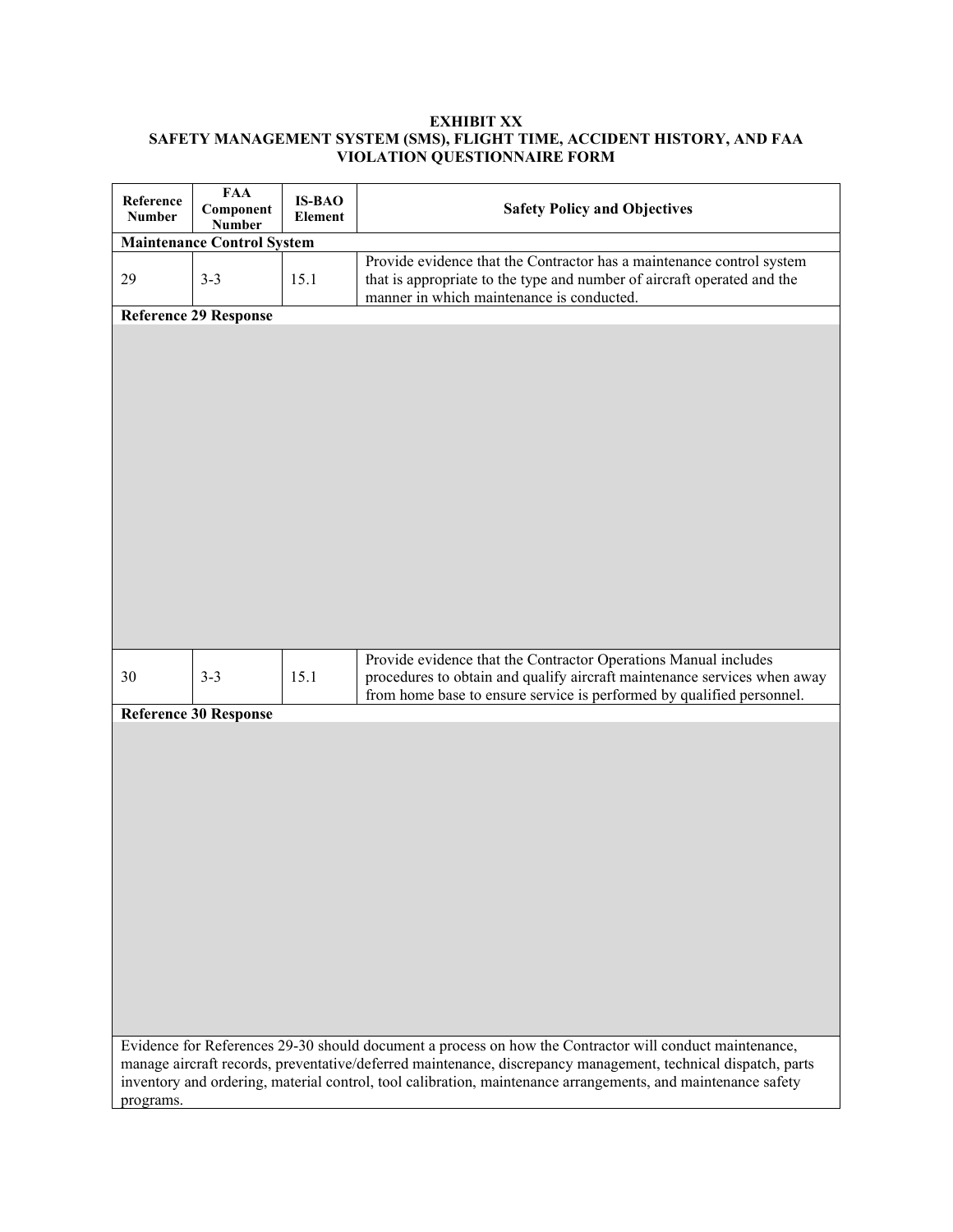**EXHIBIT XX**
**SAFETY MANAGEMENT SYSTEM (SMS), FLIGHT TIME, ACCIDENT HISTORY, AND FAA VIOLATION QUESTIONNAIRE FORM**

| Reference Number | FAA Component Number | IS-BAO Element | Safety Policy and Objectives |
|---|---|---|---|
| **Maintenance Control System** | | | |
| 29 | 3-3 | 15.1 | Provide evidence that the Contractor has a maintenance control system that is appropriate to the type and number of aircraft operated and the manner in which maintenance is conducted. |
| **Reference 29 Response** | | | |
| | | | |
| 30 | 3-3 | 15.1 | Provide evidence that the Contractor Operations Manual includes procedures to obtain and qualify aircraft maintenance services when away from home base to ensure service is performed by qualified personnel. |
| **Reference 30 Response** | | | |
| | | | |
| Evidence for References 29-30 should document a process on how the Contractor will conduct maintenance, manage aircraft records, preventative/deferred maintenance, discrepancy management, technical dispatch, parts inventory and ordering, material control, tool calibration, maintenance arrangements, and maintenance safety programs. | | | |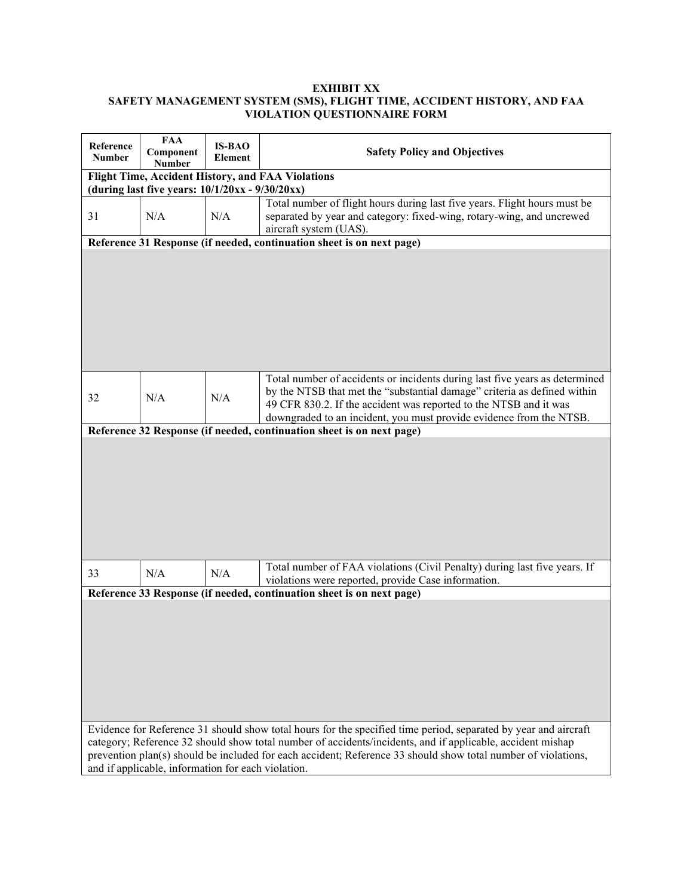**EXHIBIT XX**
**SAFETY MANAGEMENT SYSTEM (SMS), FLIGHT TIME, ACCIDENT HISTORY, AND FAA VIOLATION QUESTIONNAIRE FORM**

| Reference Number | FAA Component Number | IS-BAO Element | Safety Policy and Objectives |
|---|---|---|---|
| **Flight Time, Accident History, and FAA Violations (during last five years: 10/1/20xx - 9/30/20xx)** | | | |
| 31 | N/A | N/A | Total number of flight hours during last five years. Flight hours must be separated by year and category: fixed-wing, rotary-wing, and uncrewed aircraft system (UAS). |
| **Reference 31 Response (if needed, continuation sheet is on next page)** | | | |
| | | | |
| 32 | N/A | N/A | Total number of accidents or incidents during last five years as determined by the NTSB that met the "substantial damage" criteria as defined within 49 CFR 830.2. If the accident was reported to the NTSB and it was downgraded to an incident, you must provide evidence from the NTSB. |
| **Reference 32 Response (if needed, continuation sheet is on next page)** | | | |
| | | | |
| 33 | N/A | N/A | Total number of FAA violations (Civil Penalty) during last five years. If violations were reported, provide Case information. |
| **Reference 33 Response (if needed, continuation sheet is on next page)** | | | |
| | | | |
| Evidence for Reference 31 should show total hours for the specified time period, separated by year and aircraft category; Reference 32 should show total number of accidents/incidents, and if applicable, accident mishap prevention plan(s) should be included for each accident; Reference 33 should show total number of violations, and if applicable, information for each violation. | | | |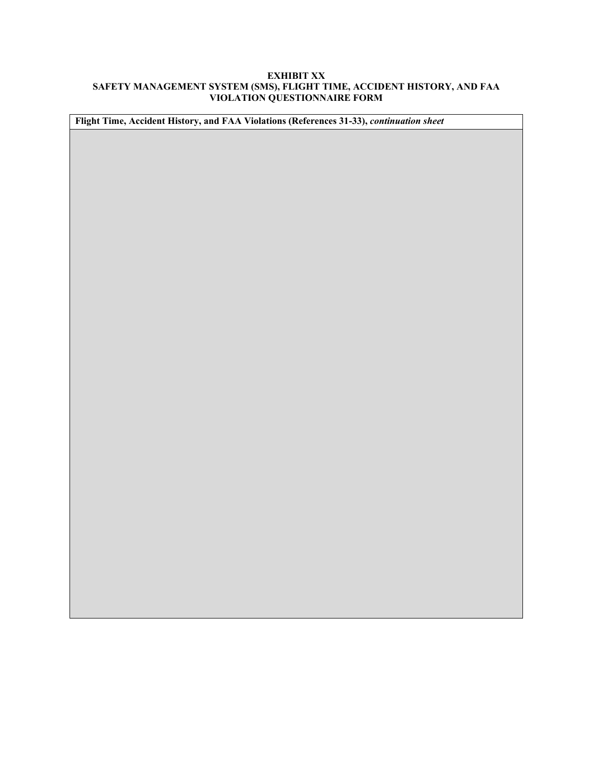**EXHIBIT XX**
**SAFETY MANAGEMENT SYSTEM (SMS), FLIGHT TIME, ACCIDENT HISTORY, AND FAA VIOLATION QUESTIONNAIRE FORM**

| **Flight Time, Accident History, and FAA Violations (References 31-33),** ***continuation sheet*** |
|---|
| |